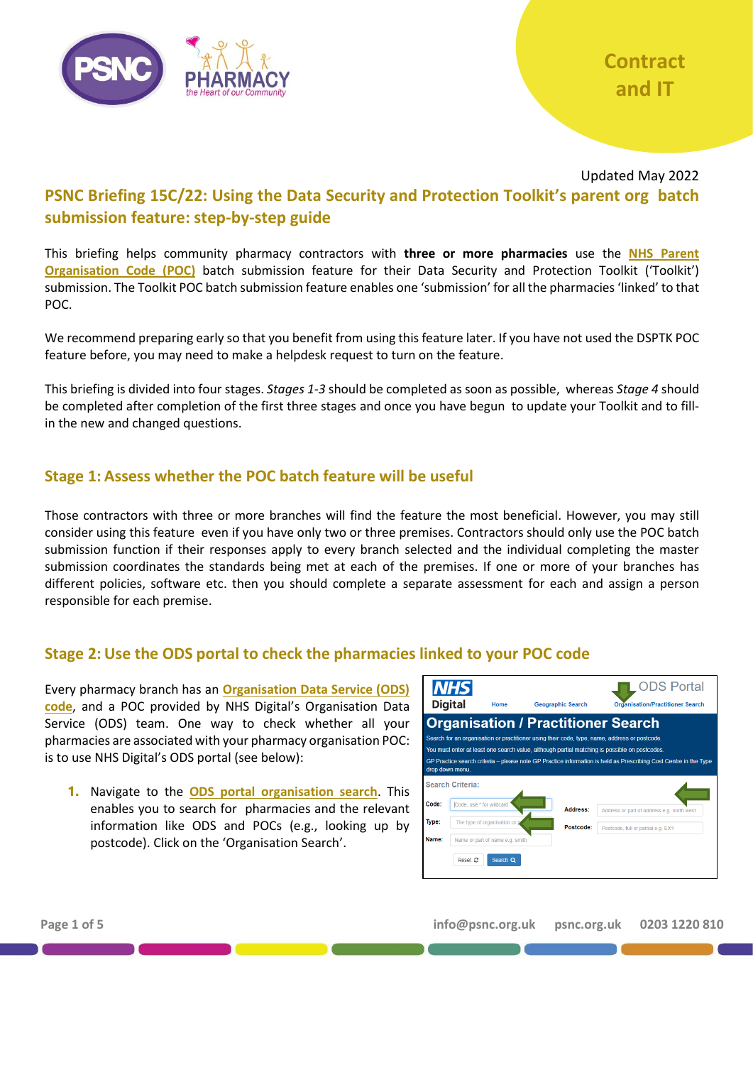Contract and IT

Updated May 2022

# PSNC Briefing 15C/22: Using the Data Security and Protection Toolkit's parent org batch submission feature: step-by-step guide

This briefing helps community pharmacy contractors with **three or more pharmacies** use the NHS Parent Organisation Code (POC) batch submission feature for their Data Security and Protection Toolkit ('Toolkit') submission. The Toolkit POC batch submission feature enables one 'submission' for all the pharmacies 'linked' to that POC.

We recommend preparing early so that you benefit from using this feature later. If you have not used the DSPTK POC feature before, you may need to make a helpdesk request to turn on the feature.

This briefing is divided into four stages. *Stages 1-3* should be completed as soon as possible, whereas *Stage 4* should be completed after completion of the first three stages and once you have begun to update your Toolkit and to fill-in the new and changed questions.

## Stage 1: Assess whether the POC batch feature will be useful

Those contractors with three or more branches will find the feature the most beneficial. However, you may still consider using this feature even if you have only two or three premises. Contractors should only use the POC batch submission function if their responses apply to every branch selected and the individual completing the master submission coordinates the standards being met at each of the premises. If one or more of your branches has different policies, software etc. then you should complete a separate assessment for each and assign a person responsible for each premise.

## Stage 2: Use the ODS portal to check the pharmacies linked to your POC code

Every pharmacy branch has an Organisation Data Service (ODS) code, and a POC provided by NHS Digital's Organisation Data Service (ODS) team. One way to check whether all your pharmacies are associated with your pharmacy organisation POC: is to use NHS Digital's ODS portal (see below):

1. Navigate to the ODS portal organisation search. This enables you to search for pharmacies and the relevant information like ODS and POCs (e.g., looking up by postcode). Click on the 'Organisation Search'.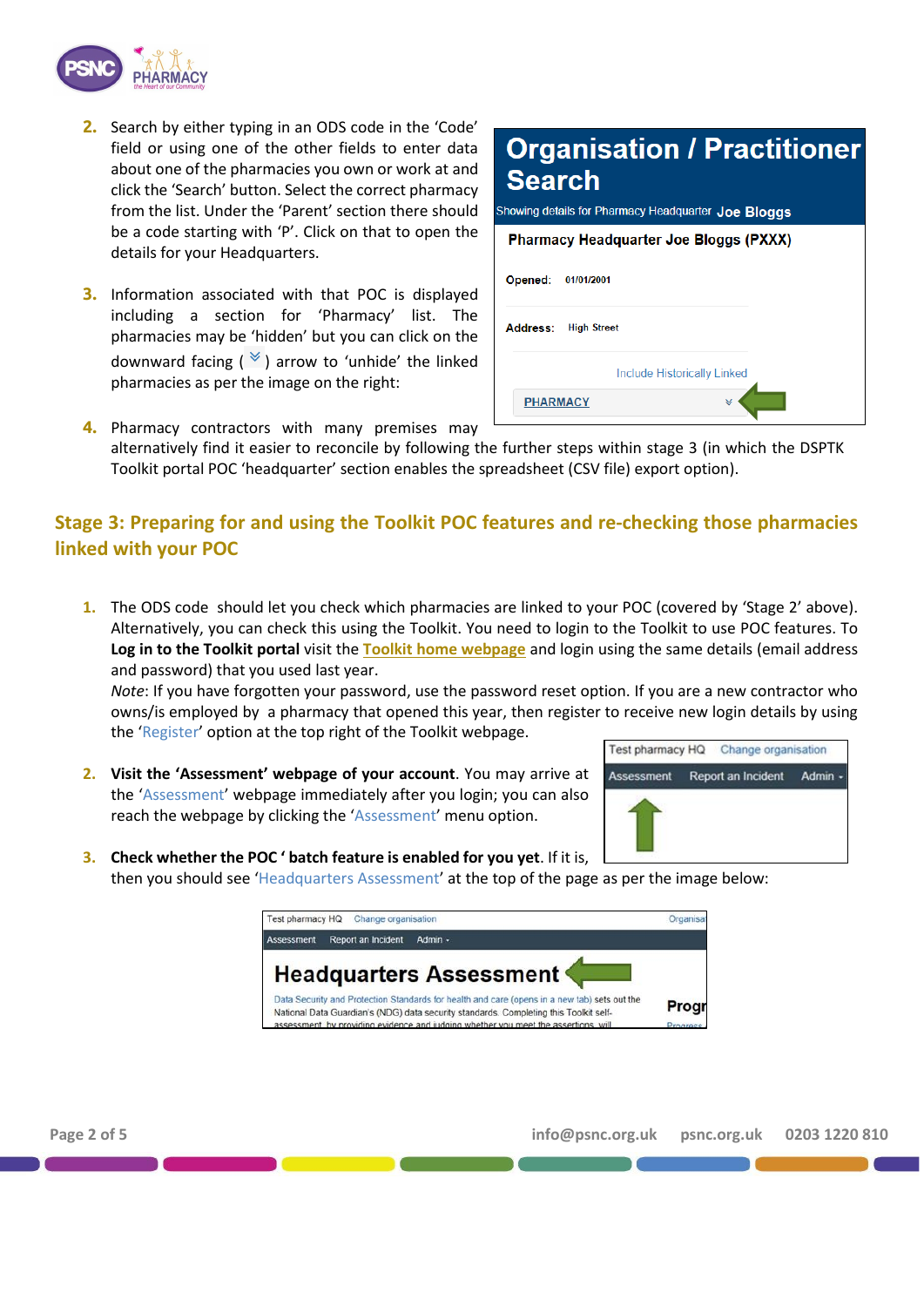2. Search by either typing in an ODS code in the 'Code' field or using one of the other fields to enter data about one of the pharmacies you own or work at and click the 'Search' button. Select the correct pharmacy from the list. Under the 'Parent' section there should be a code starting with 'P'. Click on that to open the details for your Headquarters.

3. Information associated with that POC is displayed including a section for 'Pharmacy' list. The pharmacies may be 'hidden' but you can click on the downward facing ( ) arrow to 'unhide' the linked pharmacies as per the image on the right:

4. Pharmacy contractors with many premises may alternatively find it easier to reconcile by following the further steps within stage 3 (in which the DSPTK Toolkit portal POC 'headquarter' section enables the spreadsheet (CSV file) export option).

## Stage 3: Preparing for and using the Toolkit POC features and re-checking those pharmacies linked with your POC

1. The ODS code should let you check which pharmacies are linked to your POC (covered by 'Stage 2' above). Alternatively, you can check this using the Toolkit. You need to login to the Toolkit to use POC features. To **Log in to the Toolkit portal** visit the **Toolkit home webpage** and login using the same details (email address and password) that you used last year.
   *Note*: If you have forgotten your password, use the password reset option. If you are a new contractor who owns/is employed by a pharmacy that opened this year, then register to receive new login details by using the 'Register' option at the top right of the Toolkit webpage.

2. **Visit the 'Assessment' webpage of your account**. You may arrive at the 'Assessment' webpage immediately after you login; you can also reach the webpage by clicking the 'Assessment' menu option.

3. **Check whether the POC ' batch feature is enabled for you yet**. If it is, then you should see 'Headquarters Assessment' at the top of the page as per the image below: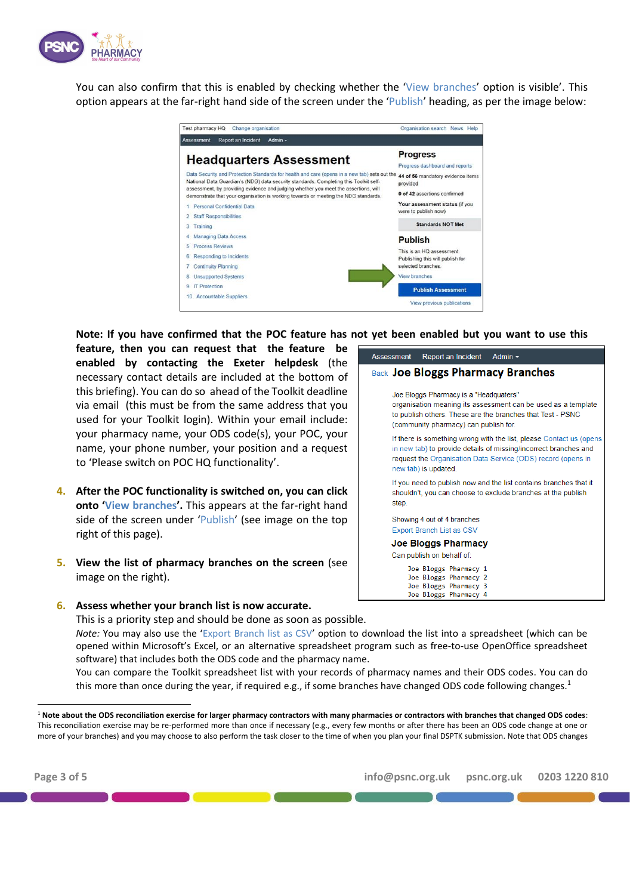You can also confirm that this is enabled by checking whether the 'View branches' option is visible'. This option appears at the far-right hand side of the screen under the 'Publish' heading, as per the image below:

**Note: If you have confirmed that the POC feature has not yet been enabled but you want to use this feature, then you can request that the feature be enabled by contacting the Exeter helpdesk** (the necessary contact details are included at the bottom of this briefing). You can do so ahead of the Toolkit deadline via email (this must be from the same address that you used for your Toolkit login). Within your email include: your pharmacy name, your ODS code(s), your POC, your name, your phone number, your position and a request to 'Please switch on POC HQ functionality'.

4. **After the POC functionality is switched on, you can click onto 'View branches'.** This appears at the far-right hand side of the screen under 'Publish' (see image on the top right of this page).

5. **View the list of pharmacy branches on the screen** (see image on the right).

6. **Assess whether your branch list is now accurate.**
   This is a priority step and should be done as soon as possible.
   *Note:* You may also use the 'Export Branch list as CSV' option to download the list into a spreadsheet (which can be opened within Microsoft's Excel, or an alternative spreadsheet program such as free-to-use OpenOffice spreadsheet software) that includes both the ODS code and the pharmacy name.
   You can compare the Toolkit spreadsheet list with your records of pharmacy names and their ODS codes. You can do this more than once during the year, if required e.g., if some branches have changed ODS code following changes.[1]

---

[1] **Note about the ODS reconciliation exercise for larger pharmacy contractors with many pharmacies or contractors with branches that changed ODS codes**: This reconciliation exercise may be re-performed more than once if necessary (e.g., every few months or after there has been an ODS code change at one or more of your branches) and you may choose to also perform the task closer to the time of when you plan your final DSPTK submission. Note that ODS changes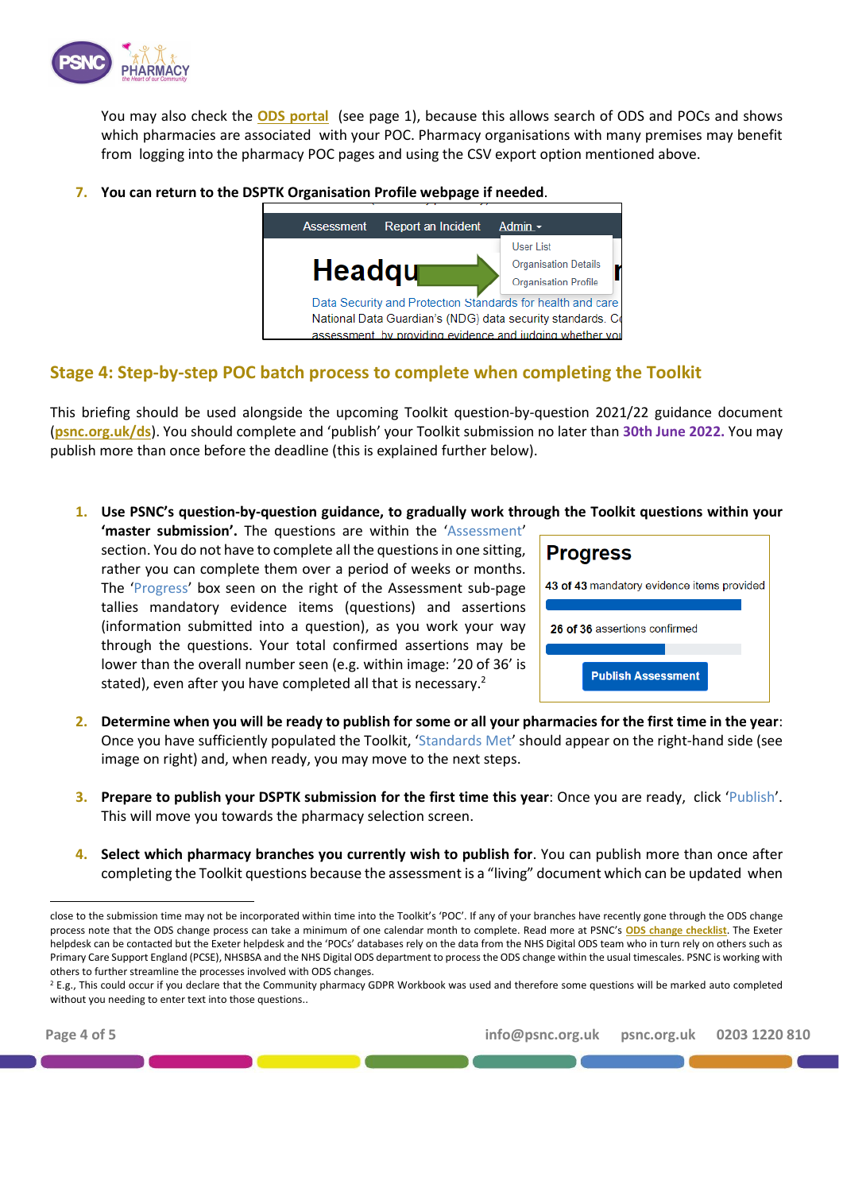You may also check the ODS portal (see page 1), because this allows search of ODS and POCs and shows which pharmacies are associated with your POC. Pharmacy organisations with many premises may benefit from logging into the pharmacy POC pages and using the CSV export option mentioned above.

7. **You can return to the DSPTK Organisation Profile webpage if needed.**

## Stage 4: Step-by-step POC batch process to complete when completing the Toolkit

This briefing should be used alongside the upcoming Toolkit question-by-question 2021/22 guidance document (psnc.org.uk/ds). You should complete and 'publish' your Toolkit submission no later than **30th June 2022.** You may publish more than once before the deadline (this is explained further below).

1. **Use PSNC's question-by-question guidance, to gradually work through the Toolkit questions within your 'master submission'.** The questions are within the 'Assessment' section. You do not have to complete all the questions in one sitting, rather you can complete them over a period of weeks or months. The 'Progress' box seen on the right of the Assessment sub-page tallies mandatory evidence items (questions) and assertions (information submitted into a question), as you work your way through the questions. Your total confirmed assertions may be lower than the overall number seen (e.g. within image: '20 of 36' is stated), even after you have completed all that is necessary.[2]

2. **Determine when you will be ready to publish for some or all your pharmacies for the first time in the year**: Once you have sufficiently populated the Toolkit, 'Standards Met' should appear on the right-hand side (see image on right) and, when ready, you may move to the next steps.

3. **Prepare to publish your DSPTK submission for the first time this year**: Once you are ready, click 'Publish'. This will move you towards the pharmacy selection screen.

4. **Select which pharmacy branches you currently wish to publish for**. You can publish more than once after completing the Toolkit questions because the assessment is a "living" document which can be updated when

---

close to the submission time may not be incorporated within time into the Toolkit's 'POC'. If any of your branches have recently gone through the ODS change process note that the ODS change process can take a minimum of one calendar month to complete. Read more at PSNC's ODS change checklist. The Exeter helpdesk can be contacted but the Exeter helpdesk and the 'POCs' databases rely on the data from the NHS Digital ODS team who in turn rely on others such as Primary Care Support England (PCSE), NHSBSA and the NHS Digital ODS department to process the ODS change within the usual timescales. PSNC is working with others to further streamline the processes involved with ODS changes.

[2] E.g., This could occur if you declare that the Community pharmacy GDPR Workbook was used and therefore some questions will be marked auto completed without you needing to enter text into those questions..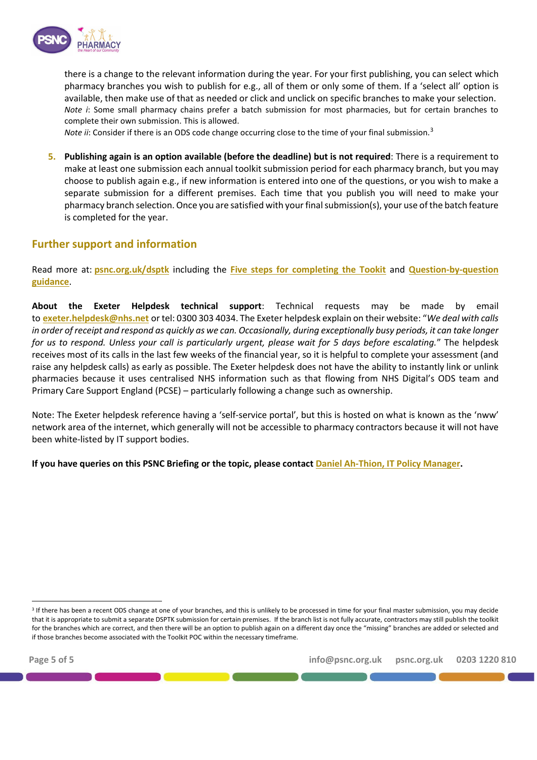there is a change to the relevant information during the year. For your first publishing, you can select which pharmacy branches you wish to publish for e.g., all of them or only some of them. If a 'select all' option is available, then make use of that as needed or click and unclick on specific branches to make your selection.
*Note i*: Some small pharmacy chains prefer a batch submission for most pharmacies, but for certain branches to complete their own submission. This is allowed.
*Note ii*: Consider if there is an ODS code change occurring close to the time of your final submission.[3]

5. **Publishing again is an option available (before the deadline) but is not required**: There is a requirement to make at least one submission each annual toolkit submission period for each pharmacy branch, but you may choose to publish again e.g., if new information is entered into one of the questions, or you wish to make a separate submission for a different premises. Each time that you publish you will need to make your pharmacy branch selection. Once you are satisfied with your final submission(s), your use of the batch feature is completed for the year.

## Further support and information

Read more at: **psnc.org.uk/dsptk** including the **Five steps for completing the Tookit** and **Question-by-question guidance**.

**About the Exeter Helpdesk technical support**: Technical requests may be made by email to **exeter.helpdesk@nhs.net** or tel: 0300 303 4034. The Exeter helpdesk explain on their website: "*We deal with calls in order of receipt and respond as quickly as we can. Occasionally, during exceptionally busy periods, it can take longer for us to respond. Unless your call is particularly urgent, please wait for 5 days before escalating.*" The helpdesk receives most of its calls in the last few weeks of the financial year, so it is helpful to complete your assessment (and raise any helpdesk calls) as early as possible. The Exeter helpdesk does not have the ability to instantly link or unlink pharmacies because it uses centralised NHS information such as that flowing from NHS Digital's ODS team and Primary Care Support England (PCSE) – particularly following a change such as ownership.

Note: The Exeter helpdesk reference having a 'self-service portal', but this is hosted on what is known as the 'nww' network area of the internet, which generally will not be accessible to pharmacy contractors because it will not have been white-listed by IT support bodies.

**If you have queries on this PSNC Briefing or the topic, please contact Daniel Ah-Thion, IT Policy Manager.**

---

[3] If there has been a recent ODS change at one of your branches, and this is unlikely to be processed in time for your final master submission, you may decide that it is appropriate to submit a separate DSPTK submission for certain premises. If the branch list is not fully accurate, contractors may still publish the toolkit for the branches which are correct, and then there will be an option to publish again on a different day once the "missing" branches are added or selected and if those branches become associated with the Toolkit POC within the necessary timeframe.